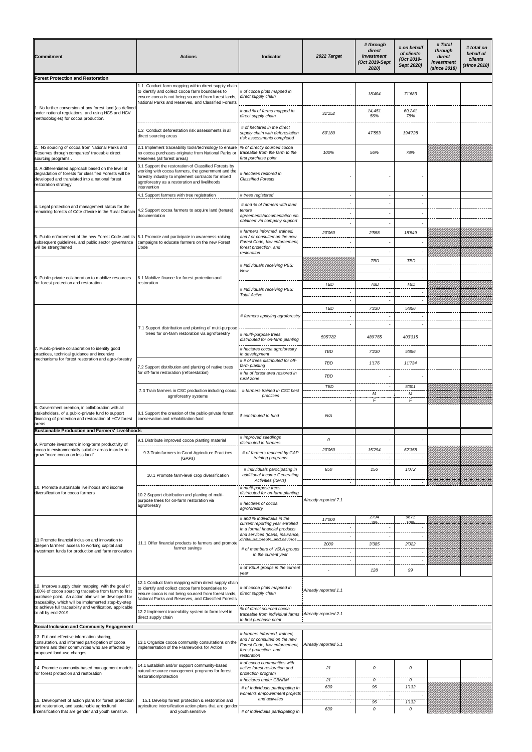| Commitment | Actions | Indicator | 2022 Target | # through direct investment (Oct 2019-Sept 2020) | # on behalf of clients (Oct 2019-Sept 2020) | # Total through direct investment (since 2018) | # total on behalf of clients (since 2018) |
|---|---|---|---|---|---|---|---|
| **Forest Protection and Restoration** | | | | | | | |
| 1. No further conversion of any forest land (as defined under national regulations, and using HCS and HCV methodologies) for cocoa production. | 1.1 Conduct farm mapping within direct supply chain to identify and collect cocoa farm boundaries to ensure cocoa is not being sourced from forest lands, National Parks and Reserves, and Classified Forests | # of cocoa plots mapped in direct supply chain | - | 18'404 | 71'683 | | |
| | | # and % of farms mapped in direct supply chain | 31'152 | 14,451 56% | 60,241 78% | | |
| | 1.2 Conduct deforestation risk assessments in all direct sourcing areas | # of hectares in the direct supply chain with deforestation risk assessments completed | 60'180 | 47'553 | 194'728 | | |
| 2. No sourcing of cocoa from National Parks and Reserves through companies' traceable direct sourcing programs . | 2.1 Implement traceability tools/technology to ensure no cocoa purchases originate from National Parks or Reserves (all forest areas) | % of directly sourced cocoa traceable from the farm to the first purchase point | 100% | 56% | 78% | | |
| 3. A differentiated approach based on the level of degradation of forests for classified Forests will be developed and translated into a national forest restoration strategy | 3.1 Support the restoration of Classified Forests by working with cocoa farmers, the government and the forestry industry to implement contracts for mixed agroforestry as a restoration and livelihoods intervention | # hectares restored in Classified Forests | - | - | - | | |
| 4. Legal protection and management status for the remaining forests of Côte d'Ivoire in the Rural Domain | 4.1 Support farmers with tree registration | # trees registered | - | - | - | | |
| | 4.2 Support cocoa farmers to acquire land (tenure) documentation | # and % of farmers with land tenure agreements/documentation etc. obtained via company support | - | - | - | | |
| | | | - | - | - | | |
| | | | - | - | - | | |
| 5. Public enforcement of the new Forest Code and its subsequent guidelines, and public sector governance will be strengthened | 5.1 Promote and participate in awareness-raising campaigns to educate farmers on the new Forest Code | # farmers informed, trained, and / or consulted on the new Forest Code, law enforcement, forest protection, and restoration | 20'060 | 2'558 | 18'549 | | |
| | | | - | - | - | | |
| | | | - | - | - | | |
| 6. Public-private collaboration to mobilize resources for forest protection and restoration | 6.1 Mobilize finance for forest protection and restoration | # Individuals receiving PES: New | | TBD | TBD | | |
| | | | | - | - | | |
| | | | | - | - | | |
| | | # Individuals receiving PES: Total Active | TBD | TBD | TBD | | |
| | | | - | - | - | | |
| | | | - | - | - | | |
| 7. Public-private collaboration to identify good practices, technical guidance and incentive mechanisms for forest restoration and agro-forestry | 7.1 Support distribution and planting of multi-purpose trees for on-farm restoration via agroforestry | # farmers applying agroforestry | TBD | 7'230 | 5'856 | | |
| | | | - | - | - | | |
| | | | - | - | - | | |
| | | # multi-purpose trees distributed for on-farm planting | 595'782 | 489'765 | 403'315 | | |
| | | # hectares cocoa agroforestry in development | TBD | 7'230 | 5'856 | | |
| | 7.2 Support distribution and planting of native trees for off-farm restoration (reforestation) | # # of trees distributed for off-farm planting | TBD | 1'176 | 11'734 | | |
| | | # ha of forest area restored in rural zone | TBD | - | - | | |
| | 7.3 Train farmers in CSC production including cocoa agroforestry systems | # farmers trained in CSC best practices | TBD | - | 5'301 | | |
| | | | - | M | M | | |
| | | | - | F | F | | |
| 8. Government creation, in collaboration with all stakeholders, of a public-private fund to support financing of protection and restoration of HCV forest areas. | 8.1 Support the creation of the public-private forest conservation and rehabilitation fund | $ contributed to fund | N/A | | | | |
| **Sustainable Production and Farmers' Livelihoods** | | | | | | | |
| 9. Promote investment in long-term productivity of cocoa in environmentally suitable areas in order to grow "more cocoa on less land" | 9.1 Distribute improved cocoa planting material | # improved seedlings distributed to farmers | 0 | - | - | | |
| | 9.3 Train farmers in Good Agriculture Practices (GAPs) | # of farmers reached by GAP training programs | 20'060 | 15'294 | 62'358 | | |
| | | | - | - | | | |
| | | | - | - | | | |
| 10. Promote sustainable livelihoods and income diversification for cocoa farmers | 10.1 Promote farm-level crop diversification | # individuals participating in additional Income Generating Activities (IGA's) | 850 | 156 | 1'072 | | |
| | | | - | - | - | | |
| | | | - | - | - | | |
| | 10.2 Support distribution and planting of multi-purpose trees for on-farm restoration via agroforestry | # multi-purpose trees distributed for on-farm planting | Already reported 7.1 | | | | |
| | | # hectares of cocoa agroforestry | | | | | |
| 11 Promote financial inclusion and innovation to deepen farmers' access to working capital and investment funds for production and farm renovation | 11.1 Offer financial products to farmers and promote farmer savings | # and % individuals in the current reporting year enrolled in a formal financial products and services (loans, insurance, digital payments, and savings | 17'000 | 2794 3% | 9671 10% | | |
| | | | - | - | - | | |
| | | | - | - | - | | |
| | | # of members of VSLA groups in the current year | 2000 | 3'385 | 2'022 | | |
| | | | - | - | - | | |
| | | | - | - | - | | |
| | | # of VSLA groups in the current year | - | 128 | 99 | | |
| 12. Improve supply chain mapping, with the goal of 100% of cocoa sourcing traceable from farm to first purchase point. An action plan will be developed for traceability, which will be implemented step-by-step to achieve full traceability and verification, applicable to all by end-2019. | 12.1 Conduct farm mapping within direct supply chain to identify and collect cocoa farm boundaries to ensure cocoa is not being sourced from forest lands, National Parks and Reserves, and Classified Forests | # of cocoa plots mapped in direct supply chain | Already reported 1.1 | | | | |
| | 12.2 Implement traceability system to farm level in direct supply chain | % of direct sourced cocoa traceable from individual farms to first purchase point | Already reported 2.1 | | | | |
| **Social Inclusion and Community Engagement** | | | | | | | |
| 13. Full and effective information sharing, consultation, and informed participation of cocoa farmers and their communities who are affected by proposed land-use changes. | 13.1 Organize cocoa community consultations on the implementation of the Frameworks for Action | # farmers informed, trained, and / or consulted on the new Forest Code, law enforcement, forest protection, and restoration | Already reported 5.1 | | | | |
| 14. Promote community-based management models for forest protection and restoration | 14.1 Establish and/or support community-based natural resource management programs for forest restoration/protection | # of cocoa communities with active forest restoration and protection program | 21 | 0 | 0 | | |
| | | # hectares under CBNRM | 21 | 0 | 0 | | |
| 15. Development of action plans for forest protection and restoration, and sustainable agricultural intensification that are gender and youth sensitive. | 15.1 Develop forest protection & restoration and agriculture intensification action plans that are gender and youth sensitive | # of individuals participating in women's empowerment projects and activities | 630 | 96 | 1'132 | | |
| | | | - | - | - | | |
| | | | - | 96 | 1'132 | | |
| | | # of individuals participating in | 630 | 0 | 0 | | |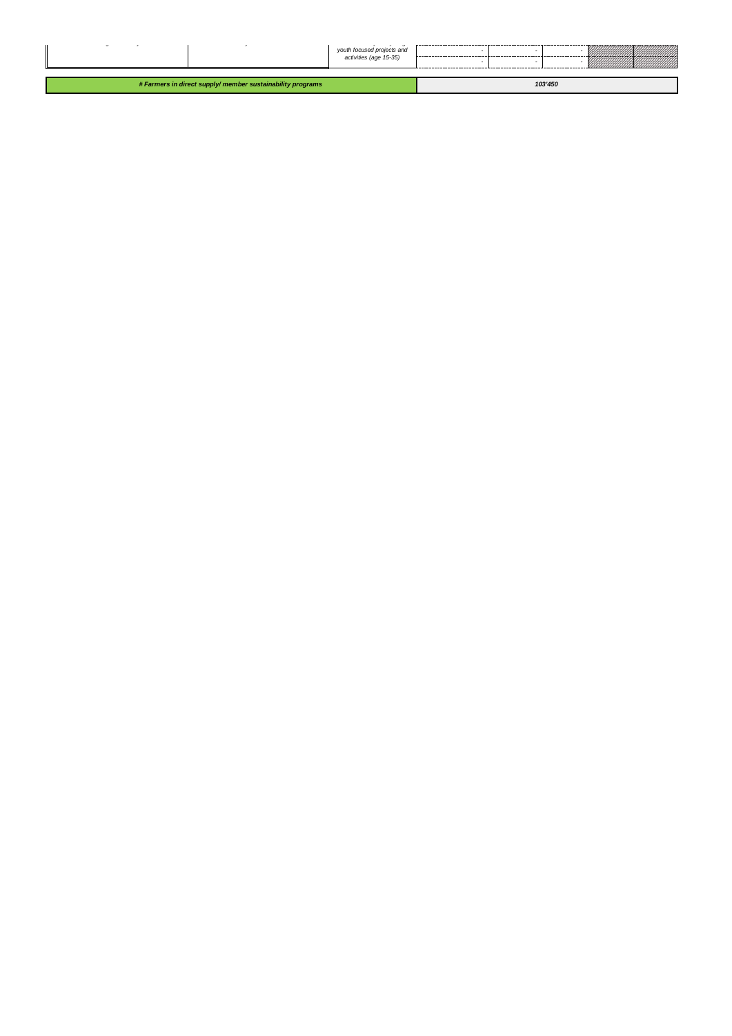| | | | | | | | |
|---|---|---|---|---|---|---|---|
| | | *youth focused projects and activities (age 15-35)* | - | - | - | | |
| | | | - | - | - | | |

| | |
|---|---|
| ***# Farmers in direct supply/ member sustainability programs*** | ***103'450*** |